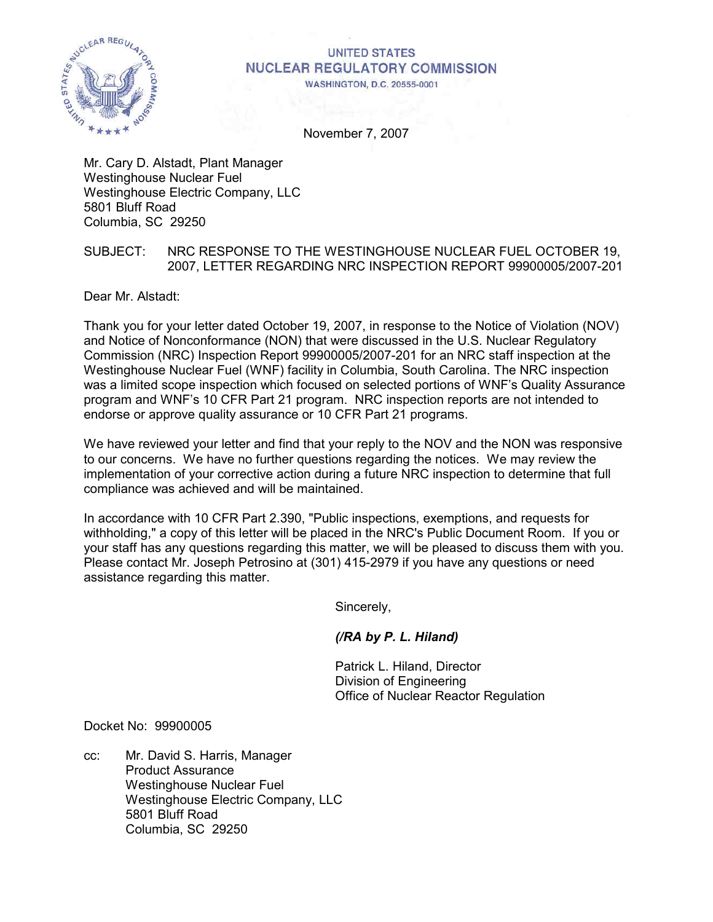UNITED STATES
NUCLEAR REGULATORY COMMISSION
WASHINGTON, D.C. 20555-0001

November 7, 2007

Mr. Cary D. Alstadt, Plant Manager
Westinghouse Nuclear Fuel
Westinghouse Electric Company, LLC
5801 Bluff Road
Columbia, SC 29250

SUBJECT: NRC RESPONSE TO THE WESTINGHOUSE NUCLEAR FUEL OCTOBER 19, 2007, LETTER REGARDING NRC INSPECTION REPORT 99900005/2007-201

Dear Mr. Alstadt:

Thank you for your letter dated October 19, 2007, in response to the Notice of Violation (NOV) and Notice of Nonconformance (NON) that were discussed in the U.S. Nuclear Regulatory Commission (NRC) Inspection Report 99900005/2007-201 for an NRC staff inspection at the Westinghouse Nuclear Fuel (WNF) facility in Columbia, South Carolina. The NRC inspection was a limited scope inspection which focused on selected portions of WNF's Quality Assurance program and WNF's 10 CFR Part 21 program. NRC inspection reports are not intended to endorse or approve quality assurance or 10 CFR Part 21 programs.

We have reviewed your letter and find that your reply to the NOV and the NON was responsive to our concerns. We have no further questions regarding the notices. We may review the implementation of your corrective action during a future NRC inspection to determine that full compliance was achieved and will be maintained.

In accordance with 10 CFR Part 2.390, "Public inspections, exemptions, and requests for withholding," a copy of this letter will be placed in the NRC's Public Document Room. If you or your staff has any questions regarding this matter, we will be pleased to discuss them with you. Please contact Mr. Joseph Petrosino at (301) 415-2979 if you have any questions or need assistance regarding this matter.

Sincerely,

***(/RA by P. L. Hiland)***

Patrick L. Hiland, Director
Division of Engineering
Office of Nuclear Reactor Regulation

Docket No: 99900005

cc: Mr. David S. Harris, Manager
Product Assurance
Westinghouse Nuclear Fuel
Westinghouse Electric Company, LLC
5801 Bluff Road
Columbia, SC 29250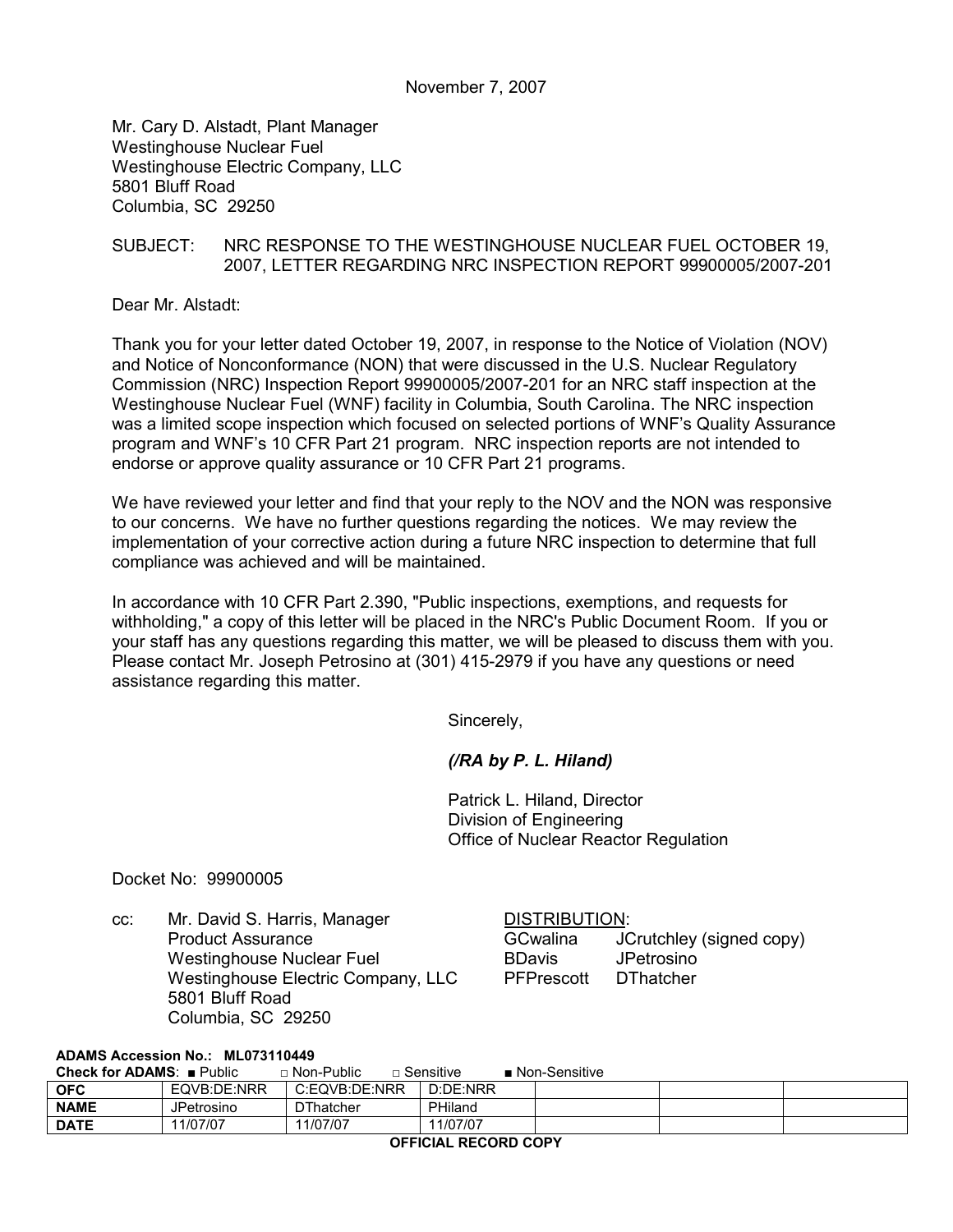November 7, 2007

Mr. Cary D. Alstadt, Plant Manager
Westinghouse Nuclear Fuel
Westinghouse Electric Company, LLC
5801 Bluff Road
Columbia, SC 29250

SUBJECT: NRC RESPONSE TO THE WESTINGHOUSE NUCLEAR FUEL OCTOBER 19, 2007, LETTER REGARDING NRC INSPECTION REPORT 99900005/2007-201

Dear Mr. Alstadt:

Thank you for your letter dated October 19, 2007, in response to the Notice of Violation (NOV) and Notice of Nonconformance (NON) that were discussed in the U.S. Nuclear Regulatory Commission (NRC) Inspection Report 99900005/2007-201 for an NRC staff inspection at the Westinghouse Nuclear Fuel (WNF) facility in Columbia, South Carolina. The NRC inspection was a limited scope inspection which focused on selected portions of WNF's Quality Assurance program and WNF's 10 CFR Part 21 program. NRC inspection reports are not intended to endorse or approve quality assurance or 10 CFR Part 21 programs.

We have reviewed your letter and find that your reply to the NOV and the NON was responsive to our concerns. We have no further questions regarding the notices. We may review the implementation of your corrective action during a future NRC inspection to determine that full compliance was achieved and will be maintained.

In accordance with 10 CFR Part 2.390, "Public inspections, exemptions, and requests for withholding," a copy of this letter will be placed in the NRC's Public Document Room. If you or your staff has any questions regarding this matter, we will be pleased to discuss them with you. Please contact Mr. Joseph Petrosino at (301) 415-2979 if you have any questions or need assistance regarding this matter.

Sincerely,

*(/RA by P. L. Hiland)*

Patrick L. Hiland, Director
Division of Engineering
Office of Nuclear Reactor Regulation

Docket No: 99900005

cc: Mr. David S. Harris, Manager
Product Assurance
Westinghouse Nuclear Fuel
Westinghouse Electric Company, LLC
5801 Bluff Road
Columbia, SC 29250

DISTRIBUTION:
GCwalina JCrutchley (signed copy)
BDavis JPetrosino
PFPrescott DThatcher

**ADAMS Accession No.: ML073110449**

**Check for ADAMS**: ■ Public □ Non-Public □ Sensitive ■ Non-Sensitive

| **OFC** | EQVB:DE:NRR | C:EQVB:DE:NRR | D:DE:NRR | | | |
|---|---|---|---|---|---|---|
| **NAME** | JPetrosino | DThatcher | PHiland | | | |
| **DATE** | 11/07/07 | 11/07/07 | 11/07/07 | | | |

**OFFICIAL RECORD COPY**